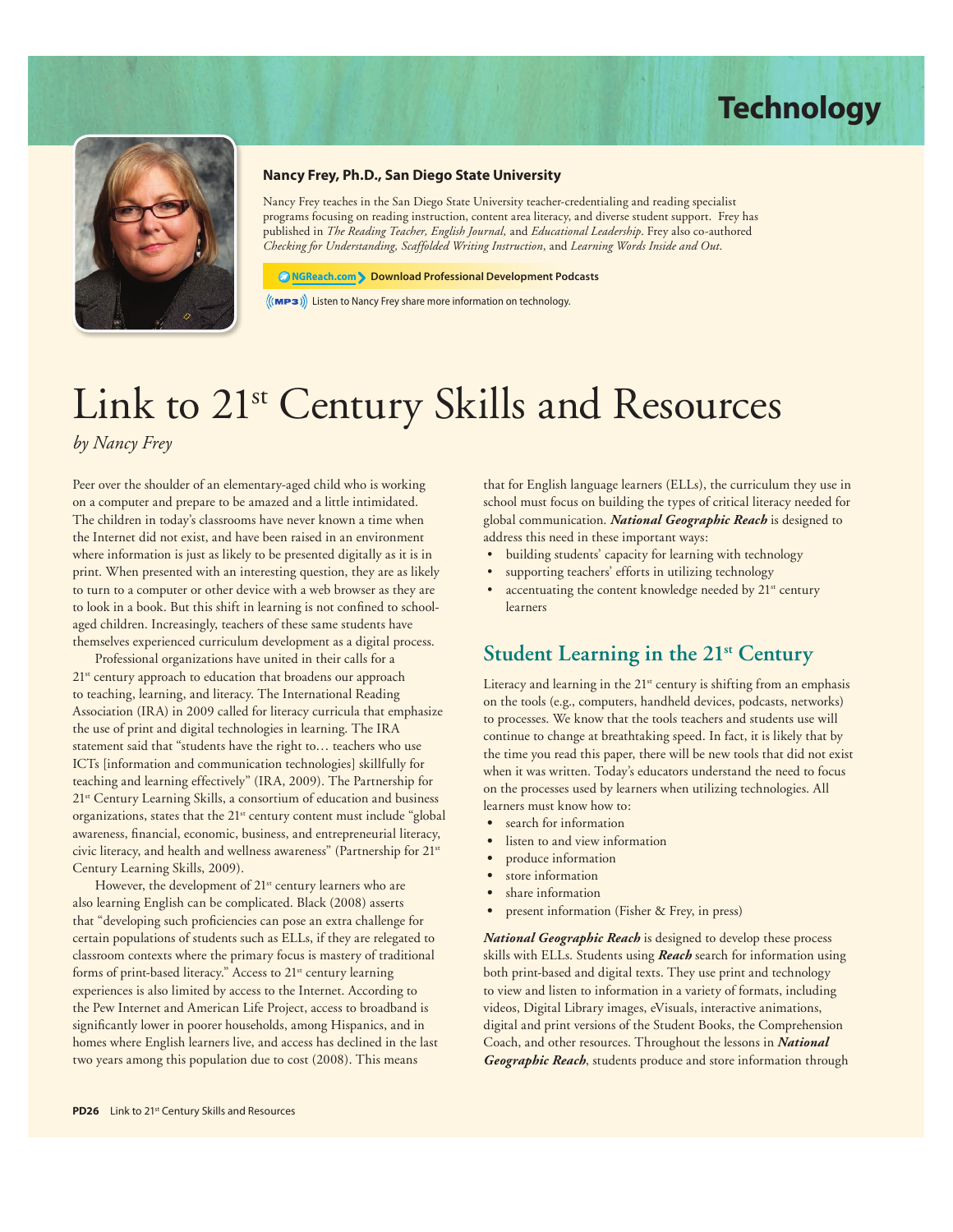# Technology

**Nancy Frey, Ph.D., San Diego State University**

Nancy Frey teaches in the San Diego State University teacher-credentialing and reading specialist programs focusing on reading instruction, content area literacy, and diverse student support. Frey has published in *The Reading Teacher, English Journal,* and *Educational Leadership*. Frey also co-authored *Checking for Understanding, Scaffolded Writing Instruction*, and *Learning Words Inside and Out*.

**NGReach.com > Download Professional Development Podcasts**

MP3 Listen to Nancy Frey share more information on technology.

# Link to 21st Century Skills and Resources

*by Nancy Frey*

Peer over the shoulder of an elementary-aged child who is working on a computer and prepare to be amazed and a little intimidated. The children in today's classrooms have never known a time when the Internet did not exist, and have been raised in an environment where information is just as likely to be presented digitally as it is in print. When presented with an interesting question, they are as likely to turn to a computer or other device with a web browser as they are to look in a book. But this shift in learning is not confined to school-aged children. Increasingly, teachers of these same students have themselves experienced curriculum development as a digital process.

Professional organizations have united in their calls for a 21st century approach to education that broadens our approach to teaching, learning, and literacy. The International Reading Association (IRA) in 2009 called for literacy curricula that emphasize the use of print and digital technologies in learning. The IRA statement said that "students have the right to… teachers who use ICTs [information and communication technologies] skillfully for teaching and learning effectively" (IRA, 2009). The Partnership for 21st Century Learning Skills, a consortium of education and business organizations, states that the 21st century content must include "global awareness, financial, economic, business, and entrepreneurial literacy, civic literacy, and health and wellness awareness" (Partnership for 21st Century Learning Skills, 2009).

However, the development of 21st century learners who are also learning English can be complicated. Black (2008) asserts that "developing such proficiencies can pose an extra challenge for certain populations of students such as ELLs, if they are relegated to classroom contexts where the primary focus is mastery of traditional forms of print-based literacy." Access to 21st century learning experiences is also limited by access to the Internet. According to the Pew Internet and American Life Project, access to broadband is significantly lower in poorer households, among Hispanics, and in homes where English learners live, and access has declined in the last two years among this population due to cost (2008). This means that for English language learners (ELLs), the curriculum they use in school must focus on building the types of critical literacy needed for global communication. ***National Geographic Reach*** is designed to address this need in these important ways:

- building students' capacity for learning with technology
- supporting teachers' efforts in utilizing technology
- accentuating the content knowledge needed by 21st century learners

## Student Learning in the 21st Century

Literacy and learning in the 21st century is shifting from an emphasis on the tools (e.g., computers, handheld devices, podcasts, networks) to processes. We know that the tools teachers and students use will continue to change at breathtaking speed. In fact, it is likely that by the time you read this paper, there will be new tools that did not exist when it was written. Today's educators understand the need to focus on the processes used by learners when utilizing technologies. All learners must know how to:

- search for information
- listen to and view information
- produce information
- store information
- share information
- present information (Fisher & Frey, in press)

***National Geographic Reach*** is designed to develop these process skills with ELLs. Students using ***Reach*** search for information using both print-based and digital texts. They use print and technology to view and listen to information in a variety of formats, including videos, Digital Library images, eVisuals, interactive animations, digital and print versions of the Student Books, the Comprehension Coach, and other resources. Throughout the lessons in ***National Geographic Reach***, students produce and store information through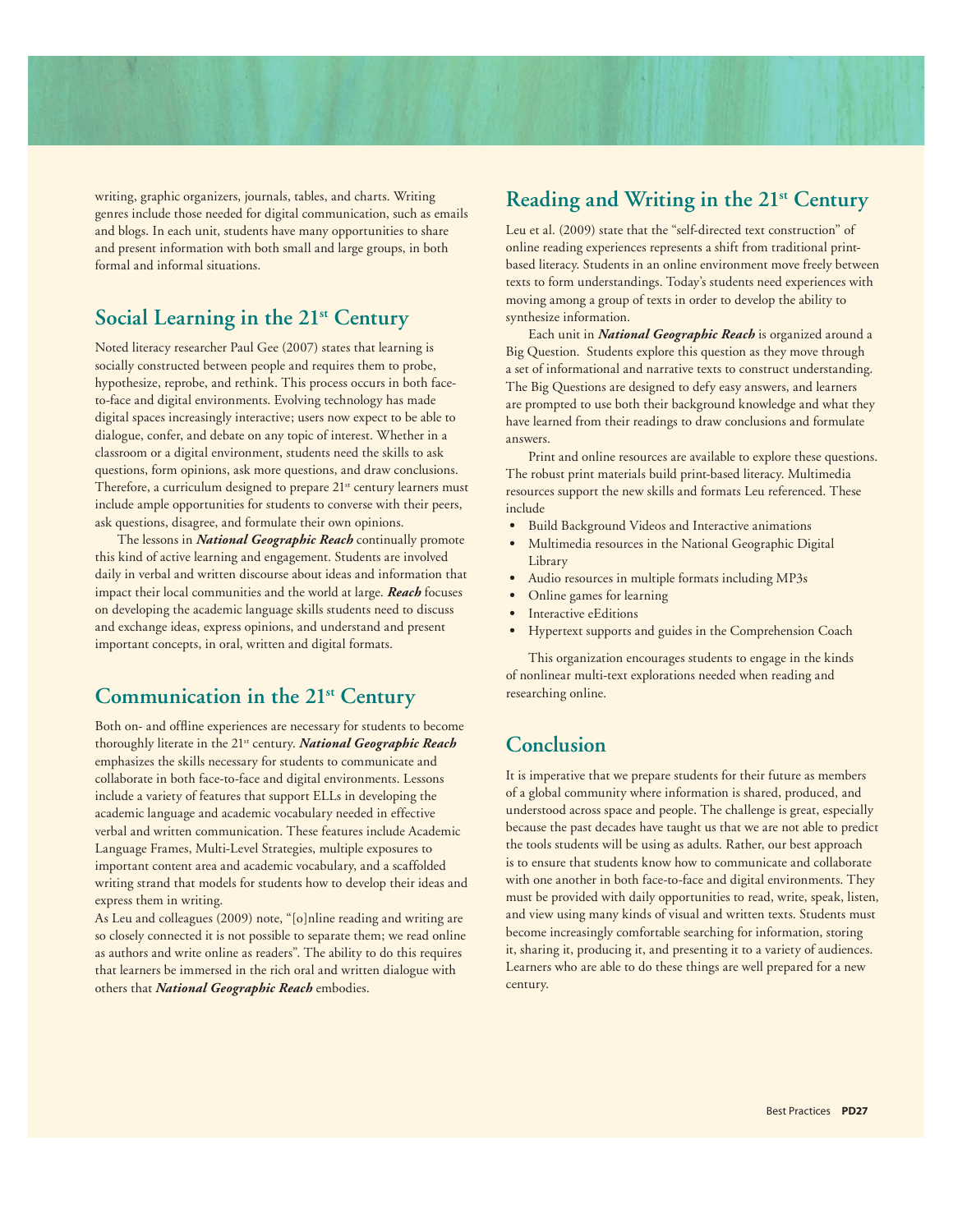writing, graphic organizers, journals, tables, and charts. Writing genres include those needed for digital communication, such as emails and blogs. In each unit, students have many opportunities to share and present information with both small and large groups, in both formal and informal situations.

## Social Learning in the 21st Century

Noted literacy researcher Paul Gee (2007) states that learning is socially constructed between people and requires them to probe, hypothesize, reprobe, and rethink. This process occurs in both face-to-face and digital environments. Evolving technology has made digital spaces increasingly interactive; users now expect to be able to dialogue, confer, and debate on any topic of interest. Whether in a classroom or a digital environment, students need the skills to ask questions, form opinions, ask more questions, and draw conclusions. Therefore, a curriculum designed to prepare 21st century learners must include ample opportunities for students to converse with their peers, ask questions, disagree, and formulate their own opinions.

The lessons in ***National Geographic Reach*** continually promote this kind of active learning and engagement. Students are involved daily in verbal and written discourse about ideas and information that impact their local communities and the world at large. ***Reach*** focuses on developing the academic language skills students need to discuss and exchange ideas, express opinions, and understand and present important concepts, in oral, written and digital formats.

## Communication in the 21st Century

Both on- and offline experiences are necessary for students to become thoroughly literate in the 21st century. ***National Geographic Reach*** emphasizes the skills necessary for students to communicate and collaborate in both face-to-face and digital environments. Lessons include a variety of features that support ELLs in developing the academic language and academic vocabulary needed in effective verbal and written communication. These features include Academic Language Frames, Multi-Level Strategies, multiple exposures to important content area and academic vocabulary, and a scaffolded writing strand that models for students how to develop their ideas and express them in writing.

As Leu and colleagues (2009) note, "[o]nline reading and writing are so closely connected it is not possible to separate them; we read online as authors and write online as readers". The ability to do this requires that learners be immersed in the rich oral and written dialogue with others that ***National Geographic Reach*** embodies.

## Reading and Writing in the 21st Century

Leu et al. (2009) state that the "self-directed text construction" of online reading experiences represents a shift from traditional print-based literacy. Students in an online environment move freely between texts to form understandings. Today's students need experiences with moving among a group of texts in order to develop the ability to synthesize information.

Each unit in ***National Geographic Reach*** is organized around a Big Question. Students explore this question as they move through a set of informational and narrative texts to construct understanding. The Big Questions are designed to defy easy answers, and learners are prompted to use both their background knowledge and what they have learned from their readings to draw conclusions and formulate answers.

Print and online resources are available to explore these questions. The robust print materials build print-based literacy. Multimedia resources support the new skills and formats Leu referenced. These include

- Build Background Videos and Interactive animations
- Multimedia resources in the National Geographic Digital Library
- Audio resources in multiple formats including MP3s
- Online games for learning
- Interactive eEditions
- Hypertext supports and guides in the Comprehension Coach

This organization encourages students to engage in the kinds of nonlinear multi-text explorations needed when reading and researching online.

## Conclusion

It is imperative that we prepare students for their future as members of a global community where information is shared, produced, and understood across space and people. The challenge is great, especially because the past decades have taught us that we are not able to predict the tools students will be using as adults. Rather, our best approach is to ensure that students know how to communicate and collaborate with one another in both face-to-face and digital environments. They must be provided with daily opportunities to read, write, speak, listen, and view using many kinds of visual and written texts. Students must become increasingly comfortable searching for information, storing it, sharing it, producing it, and presenting it to a variety of audiences. Learners who are able to do these things are well prepared for a new century.